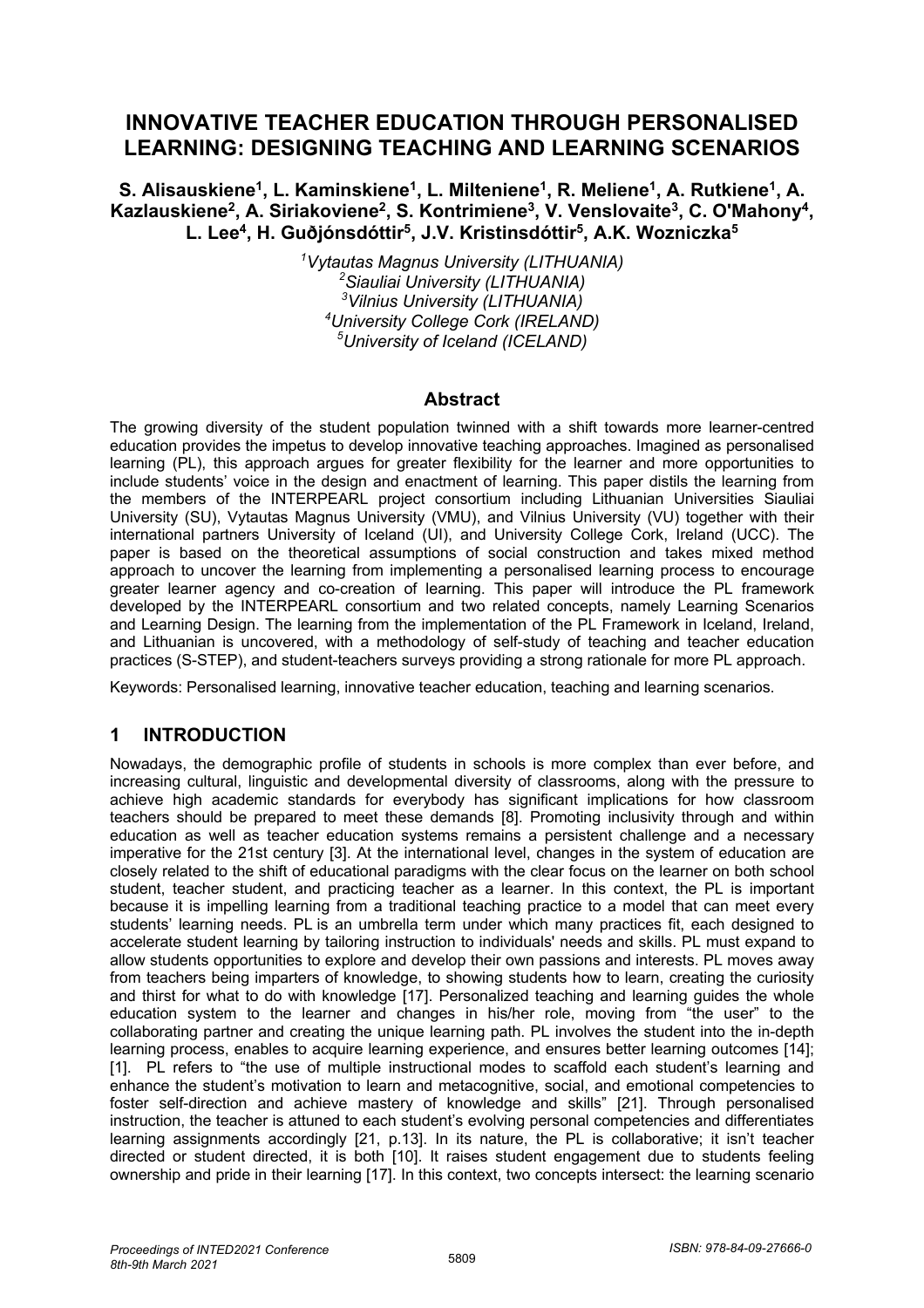# INNOVATIVE TEACHER EDUCATION THROUGH PERSONALISED LEARNING: DESIGNING TEACHING AND LEARNING SCENARIOS

**S. Alisauskiene[1], L. Kaminskiene[1], L. Milteniene[1], R. Meliene[1], A. Rutkiene[1], A. Kazlauskiene[2], A. Siriakoviene[2], S. Kontrimiene[3], V. Venslovaite[3], C. O'Mahony[4], L. Lee[4], H. Guðjónsdóttir[5], J.V. Kristinsdóttir[5], A.K. Wozniczka[5]**

*[1]Vytautas Magnus University (LITHUANIA)*
*[2]Siauliai University (LITHUANIA)*
*[3]Vilnius University (LITHUANIA)*
*[4]University College Cork (IRELAND)*
*[5]University of Iceland (ICELAND)*

## Abstract

The growing diversity of the student population twinned with a shift towards more learner-centred education provides the impetus to develop innovative teaching approaches. Imagined as personalised learning (PL), this approach argues for greater flexibility for the learner and more opportunities to include students' voice in the design and enactment of learning. This paper distils the learning from the members of the INTERPEARL project consortium including Lithuanian Universities Siauliai University (SU), Vytautas Magnus University (VMU), and Vilnius University (VU) together with their international partners University of Iceland (UI), and University College Cork, Ireland (UCC). The paper is based on the theoretical assumptions of social construction and takes mixed method approach to uncover the learning from implementing a personalised learning process to encourage greater learner agency and co-creation of learning. This paper will introduce the PL framework developed by the INTERPEARL consortium and two related concepts, namely Learning Scenarios and Learning Design. The learning from the implementation of the PL Framework in Iceland, Ireland, and Lithuanian is uncovered, with a methodology of self-study of teaching and teacher education practices (S-STEP), and student-teachers surveys providing a strong rationale for more PL approach.

Keywords: Personalised learning, innovative teacher education, teaching and learning scenarios.

## 1 INTRODUCTION

Nowadays, the demographic profile of students in schools is more complex than ever before, and increasing cultural, linguistic and developmental diversity of classrooms, along with the pressure to achieve high academic standards for everybody has significant implications for how classroom teachers should be prepared to meet these demands [8]. Promoting inclusivity through and within education as well as teacher education systems remains a persistent challenge and a necessary imperative for the 21st century [3]. At the international level, changes in the system of education are closely related to the shift of educational paradigms with the clear focus on the learner on both school student, teacher student, and practicing teacher as a learner. In this context, the PL is important because it is impelling learning from a traditional teaching practice to a model that can meet every students' learning needs. PL is an umbrella term under which many practices fit, each designed to accelerate student learning by tailoring instruction to individuals' needs and skills. PL must expand to allow students opportunities to explore and develop their own passions and interests. PL moves away from teachers being imparters of knowledge, to showing students how to learn, creating the curiosity and thirst for what to do with knowledge [17]. Personalized teaching and learning guides the whole education system to the learner and changes in his/her role, moving from "the user" to the collaborating partner and creating the unique learning path. PL involves the student into the in-depth learning process, enables to acquire learning experience, and ensures better learning outcomes [14]; [1]. PL refers to "the use of multiple instructional modes to scaffold each student's learning and enhance the student's motivation to learn and metacognitive, social, and emotional competencies to foster self-direction and achieve mastery of knowledge and skills" [21]. Through personalised instruction, the teacher is attuned to each student's evolving personal competencies and differentiates learning assignments accordingly [21, p.13]. In its nature, the PL is collaborative; it isn't teacher directed or student directed, it is both [10]. It raises student engagement due to students feeling ownership and pride in their learning [17]. In this context, two concepts intersect: the learning scenario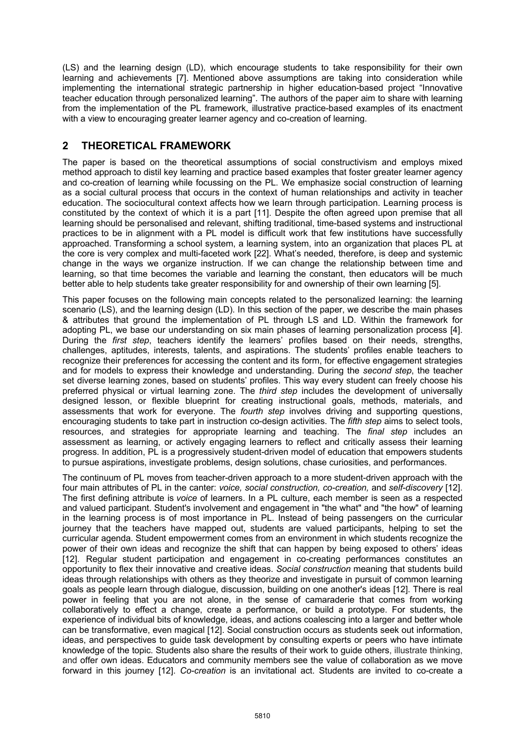(LS) and the learning design (LD), which encourage students to take responsibility for their own learning and achievements [7]. Mentioned above assumptions are taking into consideration while implementing the international strategic partnership in higher education-based project "Innovative teacher education through personalized learning". The authors of the paper aim to share with learning from the implementation of the PL framework, illustrative practice-based examples of its enactment with a view to encouraging greater learner agency and co-creation of learning.

## 2 THEORETICAL FRAMEWORK

The paper is based on the theoretical assumptions of social constructivism and employs mixed method approach to distil key learning and practice based examples that foster greater learner agency and co-creation of learning while focussing on the PL. We emphasize social construction of learning as a social cultural process that occurs in the context of human relationships and activity in teacher education. The sociocultural context affects how we learn through participation. Learning process is constituted by the context of which it is a part [11]. Despite the often agreed upon premise that all learning should be personalised and relevant, shifting traditional, time-based systems and instructional practices to be in alignment with a PL model is difficult work that few institutions have successfully approached. Transforming a school system, a learning system, into an organization that places PL at the core is very complex and multi-faceted work [22]. What's needed, therefore, is deep and systemic change in the ways we organize instruction. If we can change the relationship between time and learning, so that time becomes the variable and learning the constant, then educators will be much better able to help students take greater responsibility for and ownership of their own learning [5].

This paper focuses on the following main concepts related to the personalized learning: the learning scenario (LS), and the learning design (LD). In this section of the paper, we describe the main phases & attributes that ground the implementation of PL through LS and LD. Within the framework for adopting PL, we base our understanding on six main phases of learning personalization process [4]. During the *first step*, teachers identify the learners' profiles based on their needs, strengths, challenges, aptitudes, interests, talents, and aspirations. The students' profiles enable teachers to recognize their preferences for accessing the content and its form, for effective engagement strategies and for models to express their knowledge and understanding. During the *second step*, the teacher set diverse learning zones, based on students' profiles. This way every student can freely choose his preferred physical or virtual learning zone. The *third step* includes the development of universally designed lesson, or flexible blueprint for creating instructional goals, methods, materials, and assessments that work for everyone. The *fourth step* involves driving and supporting questions, encouraging students to take part in instruction co-design activities. The *fifth step* aims to select tools, resources, and strategies for appropriate learning and teaching. The *final step* includes an assessment as learning, or actively engaging learners to reflect and critically assess their learning progress. In addition, PL is a progressively student-driven model of education that empowers students to pursue aspirations, investigate problems, design solutions, chase curiosities, and performances.

The continuum of PL moves from teacher-driven approach to a more student-driven approach with the four main attributes of PL in the canter: *voice, social construction, co-creation,* and *self-discovery* [12]. The first defining attribute is *voice* of learners. In a PL culture, each member is seen as a respected and valued participant. Student's involvement and engagement in "the what" and "the how" of learning in the learning process is of most importance in PL. Instead of being passengers on the curricular journey that the teachers have mapped out, students are valued participants, helping to set the curricular agenda. Student empowerment comes from an environment in which students recognize the power of their own ideas and recognize the shift that can happen by being exposed to others' ideas [12]. Regular student participation and engagement in co-creating performances constitutes an opportunity to flex their innovative and creative ideas. *Social construction* meaning that students build ideas through relationships with others as they theorize and investigate in pursuit of common learning goals as people learn through dialogue, discussion, building on one another's ideas [12]. There is real power in feeling that you are not alone, in the sense of camaraderie that comes from working collaboratively to effect a change, create a performance, or build a prototype. For students, the experience of individual bits of knowledge, ideas, and actions coalescing into a larger and better whole can be transformative, even magical [12]. Social construction occurs as students seek out information, ideas, and perspectives to guide task development by consulting experts or peers who have intimate knowledge of the topic. Students also share the results of their work to guide others, illustrate thinking, and offer own ideas. Educators and community members see the value of collaboration as we move forward in this journey [12]. *Co-creation* is an invitational act. Students are invited to co-create a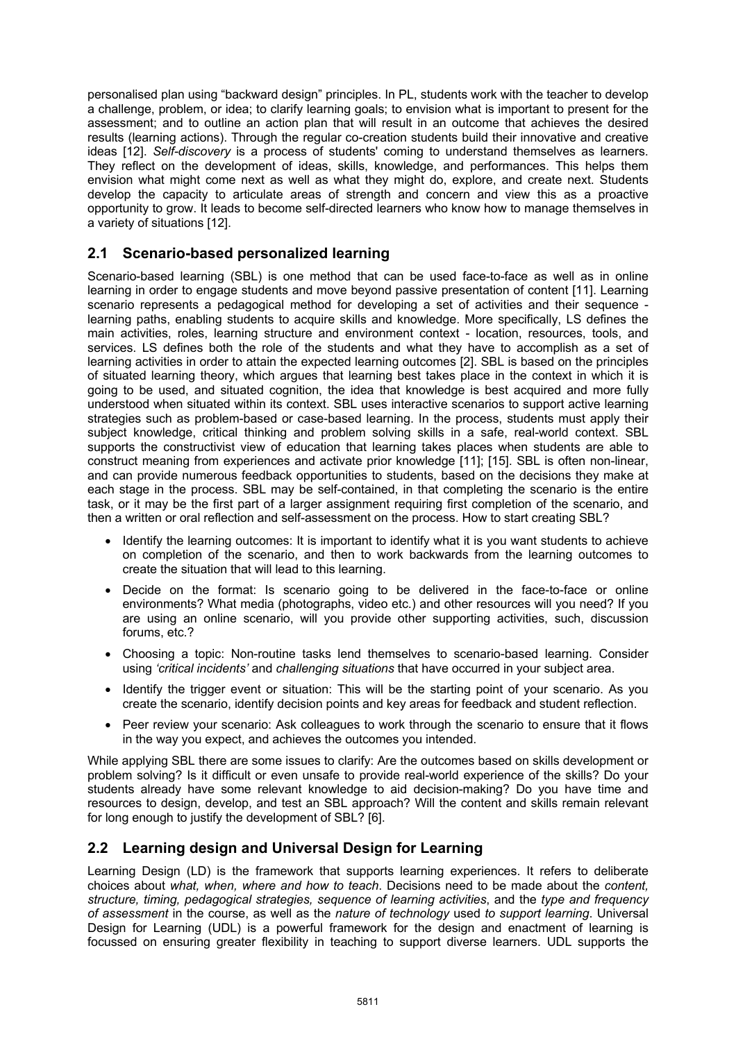personalised plan using "backward design" principles. In PL, students work with the teacher to develop a challenge, problem, or idea; to clarify learning goals; to envision what is important to present for the assessment; and to outline an action plan that will result in an outcome that achieves the desired results (learning actions). Through the regular co-creation students build their innovative and creative ideas [12]. *Self-discovery* is a process of students' coming to understand themselves as learners. They reflect on the development of ideas, skills, knowledge, and performances. This helps them envision what might come next as well as what they might do, explore, and create next. Students develop the capacity to articulate areas of strength and concern and view this as a proactive opportunity to grow. It leads to become self-directed learners who know how to manage themselves in a variety of situations [12].

## 2.1 Scenario-based personalized learning

Scenario-based learning (SBL) is one method that can be used face-to-face as well as in online learning in order to engage students and move beyond passive presentation of content [11]. Learning scenario represents a pedagogical method for developing a set of activities and their sequence - learning paths, enabling students to acquire skills and knowledge. More specifically, LS defines the main activities, roles, learning structure and environment context - location, resources, tools, and services. LS defines both the role of the students and what they have to accomplish as a set of learning activities in order to attain the expected learning outcomes [2]. SBL is based on the principles of situated learning theory, which argues that learning best takes place in the context in which it is going to be used, and situated cognition, the idea that knowledge is best acquired and more fully understood when situated within its context. SBL uses interactive scenarios to support active learning strategies such as problem-based or case-based learning. In the process, students must apply their subject knowledge, critical thinking and problem solving skills in a safe, real-world context. SBL supports the constructivist view of education that learning takes places when students are able to construct meaning from experiences and activate prior knowledge [11]; [15]. SBL is often non-linear, and can provide numerous feedback opportunities to students, based on the decisions they make at each stage in the process. SBL may be self-contained, in that completing the scenario is the entire task, or it may be the first part of a larger assignment requiring first completion of the scenario, and then a written or oral reflection and self-assessment on the process. How to start creating SBL?

- Identify the learning outcomes: It is important to identify what it is you want students to achieve on completion of the scenario, and then to work backwards from the learning outcomes to create the situation that will lead to this learning.
- Decide on the format: Is scenario going to be delivered in the face-to-face or online environments? What media (photographs, video etc.) and other resources will you need? If you are using an online scenario, will you provide other supporting activities, such, discussion forums, etc.?
- Choosing a topic: Non-routine tasks lend themselves to scenario-based learning. Consider using *'critical incidents'* and *challenging situations* that have occurred in your subject area.
- Identify the trigger event or situation: This will be the starting point of your scenario. As you create the scenario, identify decision points and key areas for feedback and student reflection.
- Peer review your scenario: Ask colleagues to work through the scenario to ensure that it flows in the way you expect, and achieves the outcomes you intended.

While applying SBL there are some issues to clarify: Are the outcomes based on skills development or problem solving? Is it difficult or even unsafe to provide real-world experience of the skills? Do your students already have some relevant knowledge to aid decision-making? Do you have time and resources to design, develop, and test an SBL approach? Will the content and skills remain relevant for long enough to justify the development of SBL? [6].

## 2.2 Learning design and Universal Design for Learning

Learning Design (LD) is the framework that supports learning experiences. It refers to deliberate choices about *what, when, where and how to teach*. Decisions need to be made about the *content, structure, timing, pedagogical strategies, sequence of learning activities*, and the *type and frequency of assessment* in the course, as well as the *nature of technology* used *to support learning*. Universal Design for Learning (UDL) is a powerful framework for the design and enactment of learning is focussed on ensuring greater flexibility in teaching to support diverse learners. UDL supports the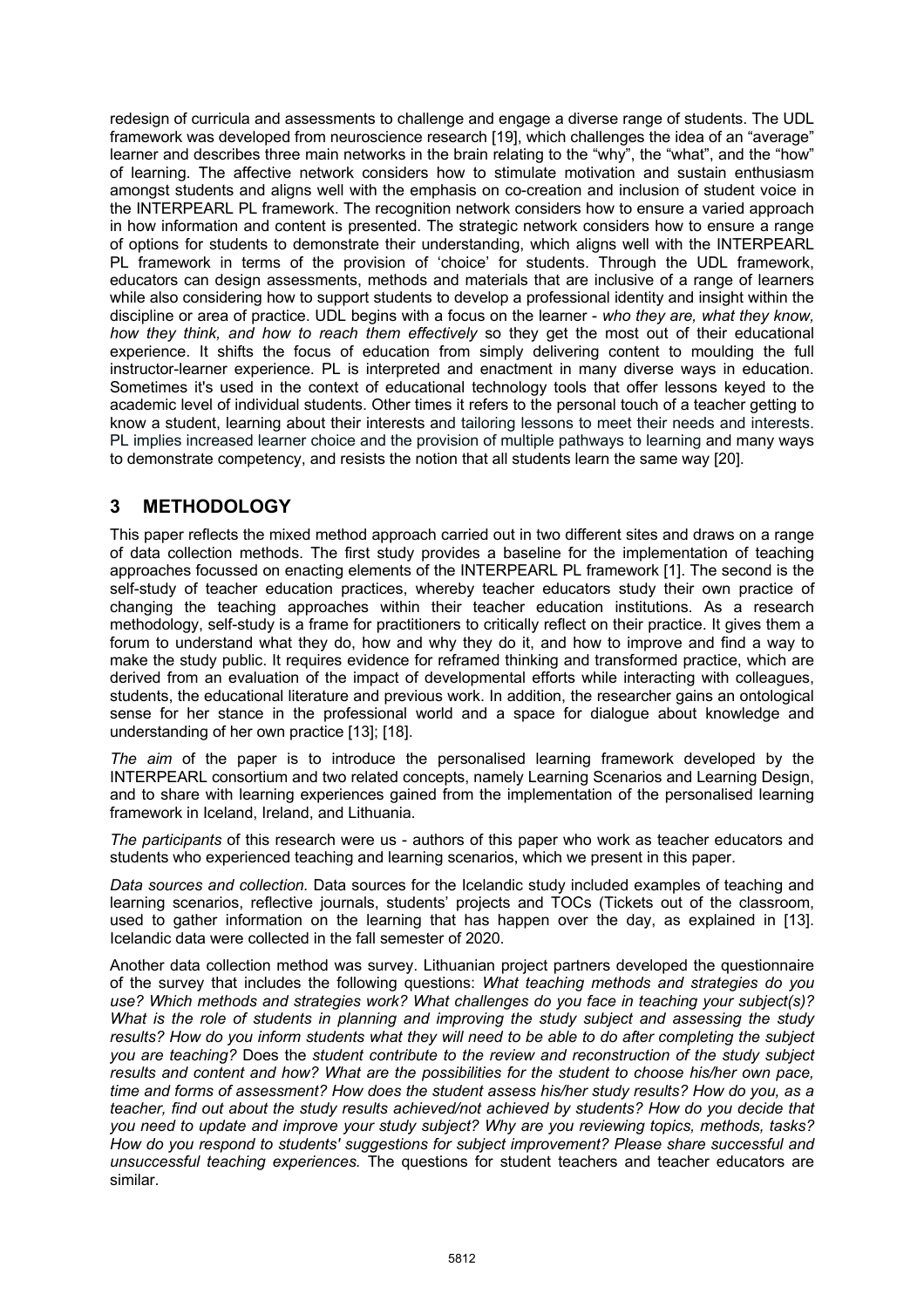redesign of curricula and assessments to challenge and engage a diverse range of students. The UDL framework was developed from neuroscience research [19], which challenges the idea of an "average" learner and describes three main networks in the brain relating to the "why", the "what", and the "how" of learning. The affective network considers how to stimulate motivation and sustain enthusiasm amongst students and aligns well with the emphasis on co-creation and inclusion of student voice in the INTERPEARL PL framework. The recognition network considers how to ensure a varied approach in how information and content is presented. The strategic network considers how to ensure a range of options for students to demonstrate their understanding, which aligns well with the INTERPEARL PL framework in terms of the provision of 'choice' for students. Through the UDL framework, educators can design assessments, methods and materials that are inclusive of a range of learners while also considering how to support students to develop a professional identity and insight within the discipline or area of practice. UDL begins with a focus on the learner - *who they are, what they know, how they think, and how to reach them effectively* so they get the most out of their educational experience. It shifts the focus of education from simply delivering content to moulding the full instructor-learner experience. PL is interpreted and enactment in many diverse ways in education. Sometimes it's used in the context of educational technology tools that offer lessons keyed to the academic level of individual students. Other times it refers to the personal touch of a teacher getting to know a student, learning about their interests and tailoring lessons to meet their needs and interests. PL implies increased learner choice and the provision of multiple pathways to learning and many ways to demonstrate competency, and resists the notion that all students learn the same way [20].

## 3 METHODOLOGY

This paper reflects the mixed method approach carried out in two different sites and draws on a range of data collection methods. The first study provides a baseline for the implementation of teaching approaches focussed on enacting elements of the INTERPEARL PL framework [1]. The second is the self-study of teacher education practices, whereby teacher educators study their own practice of changing the teaching approaches within their teacher education institutions. As a research methodology, self-study is a frame for practitioners to critically reflect on their practice. It gives them a forum to understand what they do, how and why they do it, and how to improve and find a way to make the study public. It requires evidence for reframed thinking and transformed practice, which are derived from an evaluation of the impact of developmental efforts while interacting with colleagues, students, the educational literature and previous work. In addition, the researcher gains an ontological sense for her stance in the professional world and a space for dialogue about knowledge and understanding of her own practice [13]; [18].

*The aim* of the paper is to introduce the personalised learning framework developed by the INTERPEARL consortium and two related concepts, namely Learning Scenarios and Learning Design, and to share with learning experiences gained from the implementation of the personalised learning framework in Iceland, Ireland, and Lithuania.

*The participants* of this research were us - authors of this paper who work as teacher educators and students who experienced teaching and learning scenarios, which we present in this paper.

*Data sources and collection.* Data sources for the Icelandic study included examples of teaching and learning scenarios, reflective journals, students' projects and TOCs (Tickets out of the classroom, used to gather information on the learning that has happen over the day, as explained in [13]. Icelandic data were collected in the fall semester of 2020.

Another data collection method was survey. Lithuanian project partners developed the questionnaire of the survey that includes the following questions: *What teaching methods and strategies do you use? Which methods and strategies work? What challenges do you face in teaching your subject(s)? What is the role of students in planning and improving the study subject and assessing the study results? How do you inform students what they will need to be able to do after completing the subject you are teaching?* Does the *student contribute to the review and reconstruction of the study subject results and content and how? What are the possibilities for the student to choose his/her own pace, time and forms of assessment? How does the student assess his/her study results? How do you, as a teacher, find out about the study results achieved/not achieved by students? How do you decide that you need to update and improve your study subject? Why are you reviewing topics, methods, tasks? How do you respond to students' suggestions for subject improvement? Please share successful and unsuccessful teaching experiences.* The questions for student teachers and teacher educators are similar.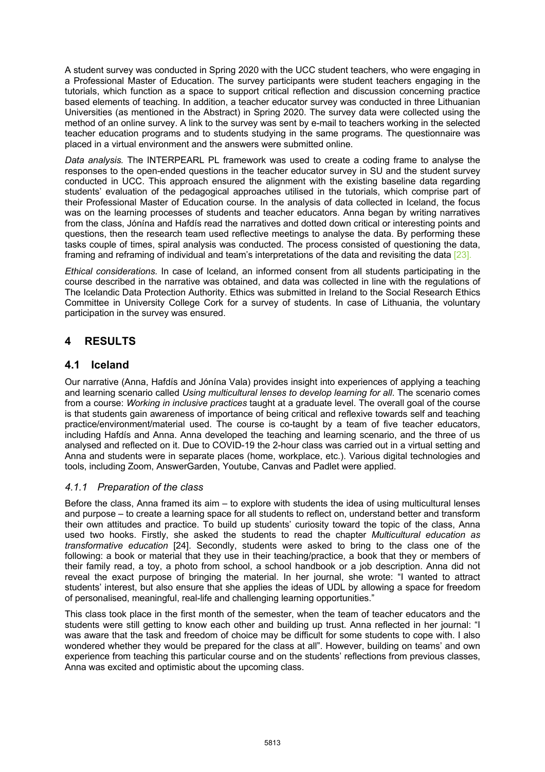A student survey was conducted in Spring 2020 with the UCC student teachers, who were engaging in a Professional Master of Education. The survey participants were student teachers engaging in the tutorials, which function as a space to support critical reflection and discussion concerning practice based elements of teaching. In addition, a teacher educator survey was conducted in three Lithuanian Universities (as mentioned in the Abstract) in Spring 2020. The survey data were collected using the method of an online survey. A link to the survey was sent by e-mail to teachers working in the selected teacher education programs and to students studying in the same programs. The questionnaire was placed in a virtual environment and the answers were submitted online.

*Data analysis.* The INTERPEARL PL framework was used to create a coding frame to analyse the responses to the open-ended questions in the teacher educator survey in SU and the student survey conducted in UCC. This approach ensured the alignment with the existing baseline data regarding students' evaluation of the pedagogical approaches utilised in the tutorials, which comprise part of their Professional Master of Education course. In the analysis of data collected in Iceland, the focus was on the learning processes of students and teacher educators. Anna began by writing narratives from the class, Jónína and Hafdís read the narratives and dotted down critical or interesting points and questions, then the research team used reflective meetings to analyse the data. By performing these tasks couple of times, spiral analysis was conducted. The process consisted of questioning the data, framing and reframing of individual and team's interpretations of the data and revisiting the data [23].

*Ethical considerations.* In case of Iceland, an informed consent from all students participating in the course described in the narrative was obtained, and data was collected in line with the regulations of The Icelandic Data Protection Authority. Ethics was submitted in Ireland to the Social Research Ethics Committee in University College Cork for a survey of students. In case of Lithuania, the voluntary participation in the survey was ensured.

# 4 RESULTS

## 4.1 Iceland

Our narrative (Anna, Hafdís and Jónína Vala) provides insight into experiences of applying a teaching and learning scenario called *Using multicultural lenses to develop learning for all*. The scenario comes from a course: *Working in inclusive practices* taught at a graduate level. The overall goal of the course is that students gain awareness of importance of being critical and reflexive towards self and teaching practice/environment/material used. The course is co-taught by a team of five teacher educators, including Hafdís and Anna. Anna developed the teaching and learning scenario, and the three of us analysed and reflected on it. Due to COVID-19 the 2-hour class was carried out in a virtual setting and Anna and students were in separate places (home, workplace, etc.). Various digital technologies and tools, including Zoom, AnswerGarden, Youtube, Canvas and Padlet were applied.

### *4.1.1 Preparation of the class*

Before the class, Anna framed its aim – to explore with students the idea of using multicultural lenses and purpose – to create a learning space for all students to reflect on, understand better and transform their own attitudes and practice. To build up students' curiosity toward the topic of the class, Anna used two hooks. Firstly, she asked the students to read the chapter *Multicultural education as transformative education* [24]. Secondly, students were asked to bring to the class one of the following: a book or material that they use in their teaching/practice, a book that they or members of their family read, a toy, a photo from school, a school handbook or a job description. Anna did not reveal the exact purpose of bringing the material. In her journal, she wrote: "I wanted to attract students' interest, but also ensure that she applies the ideas of UDL by allowing a space for freedom of personalised, meaningful, real-life and challenging learning opportunities."

This class took place in the first month of the semester, when the team of teacher educators and the students were still getting to know each other and building up trust. Anna reflected in her journal: "I was aware that the task and freedom of choice may be difficult for some students to cope with. I also wondered whether they would be prepared for the class at all". However, building on teams' and own experience from teaching this particular course and on the students' reflections from previous classes, Anna was excited and optimistic about the upcoming class.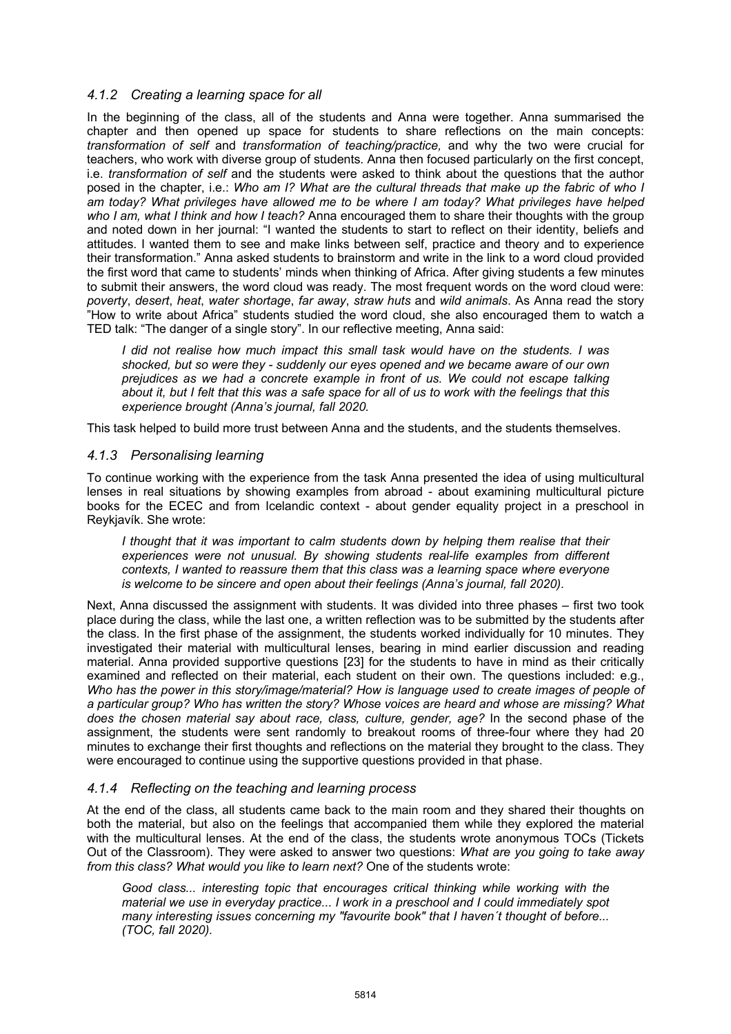### *4.1.2 Creating a learning space for all*

In the beginning of the class, all of the students and Anna were together. Anna summarised the chapter and then opened up space for students to share reflections on the main concepts: *transformation of self* and *transformation of teaching/practice,* and why the two were crucial for teachers, who work with diverse group of students. Anna then focused particularly on the first concept, i.e. *transformation of self* and the students were asked to think about the questions that the author posed in the chapter, i.e.: *Who am I? What are the cultural threads that make up the fabric of who I am today? What privileges have allowed me to be where I am today? What privileges have helped who I am, what I think and how I teach?* Anna encouraged them to share their thoughts with the group and noted down in her journal: "I wanted the students to start to reflect on their identity, beliefs and attitudes. I wanted them to see and make links between self, practice and theory and to experience their transformation." Anna asked students to brainstorm and write in the link to a word cloud provided the first word that came to students' minds when thinking of Africa. After giving students a few minutes to submit their answers, the word cloud was ready. The most frequent words on the word cloud were: *poverty*, *desert*, *heat*, *water shortage*, *far away*, *straw huts* and *wild animals*. As Anna read the story "How to write about Africa" students studied the word cloud, she also encouraged them to watch a TED talk: "The danger of a single story". In our reflective meeting, Anna said:

> *I did not realise how much impact this small task would have on the students. I was shocked, but so were they - suddenly our eyes opened and we became aware of our own prejudices as we had a concrete example in front of us. We could not escape talking about it, but I felt that this was a safe space for all of us to work with the feelings that this experience brought (Anna's journal, fall 2020.*

This task helped to build more trust between Anna and the students, and the students themselves.

### *4.1.3 Personalising learning*

To continue working with the experience from the task Anna presented the idea of using multicultural lenses in real situations by showing examples from abroad - about examining multicultural picture books for the ECEC and from Icelandic context - about gender equality project in a preschool in Reykjavík. She wrote:

> *I thought that it was important to calm students down by helping them realise that their experiences were not unusual. By showing students real-life examples from different contexts, I wanted to reassure them that this class was a learning space where everyone is welcome to be sincere and open about their feelings (Anna's journal, fall 2020).*

Next, Anna discussed the assignment with students. It was divided into three phases – first two took place during the class, while the last one, a written reflection was to be submitted by the students after the class. In the first phase of the assignment, the students worked individually for 10 minutes. They investigated their material with multicultural lenses, bearing in mind earlier discussion and reading material. Anna provided supportive questions [23] for the students to have in mind as their critically examined and reflected on their material, each student on their own. The questions included: e.g., *Who has the power in this story/image/material? How is language used to create images of people of a particular group? Who has written the story? Whose voices are heard and whose are missing? What does the chosen material say about race, class, culture, gender, age?* In the second phase of the assignment, the students were sent randomly to breakout rooms of three-four where they had 20 minutes to exchange their first thoughts and reflections on the material they brought to the class. They were encouraged to continue using the supportive questions provided in that phase.

### *4.1.4 Reflecting on the teaching and learning process*

At the end of the class, all students came back to the main room and they shared their thoughts on both the material, but also on the feelings that accompanied them while they explored the material with the multicultural lenses. At the end of the class, the students wrote anonymous TOCs (Tickets Out of the Classroom). They were asked to answer two questions: *What are you going to take away from this class? What would you like to learn next?* One of the students wrote:

> *Good class... interesting topic that encourages critical thinking while working with the material we use in everyday practice... I work in a preschool and I could immediately spot many interesting issues concerning my "favourite book" that I haven´t thought of before... (TOC, fall 2020).*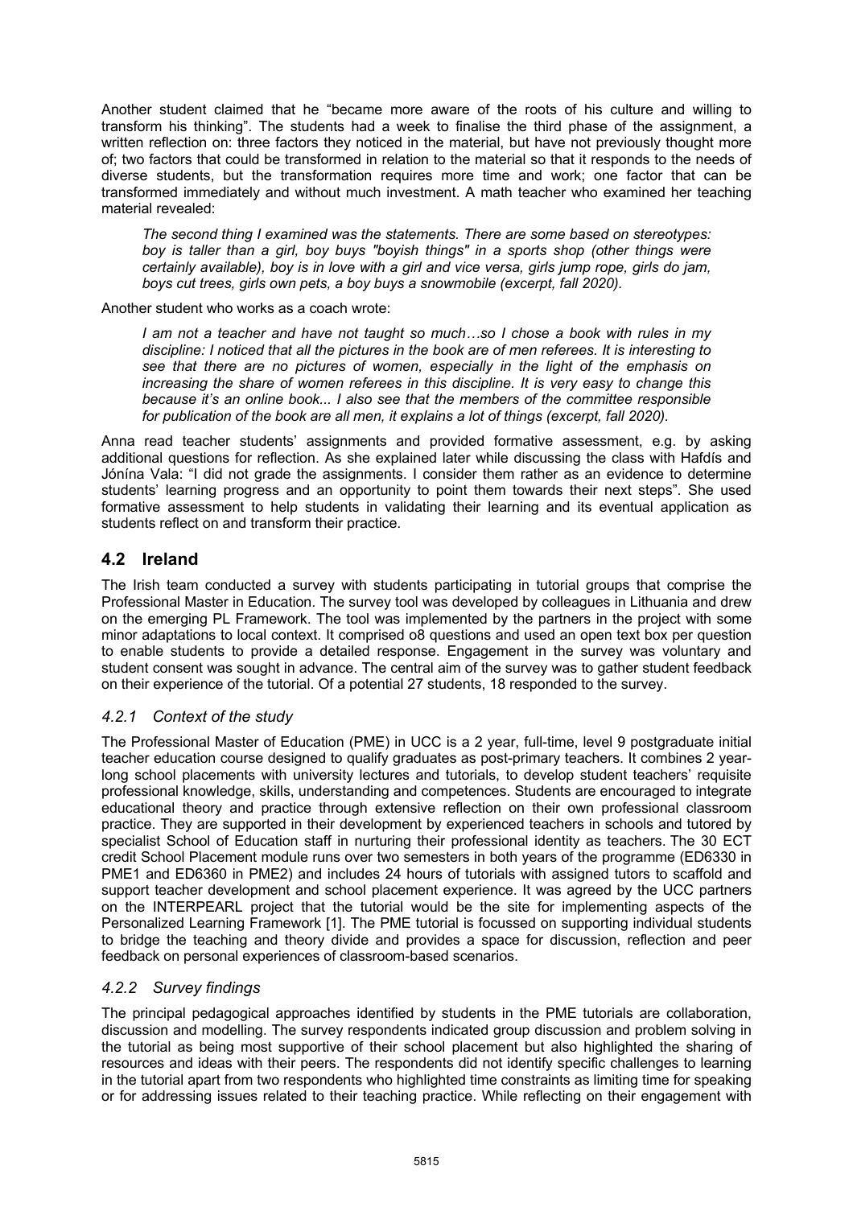Another student claimed that he "became more aware of the roots of his culture and willing to transform his thinking". The students had a week to finalise the third phase of the assignment, a written reflection on: three factors they noticed in the material, but have not previously thought more of; two factors that could be transformed in relation to the material so that it responds to the needs of diverse students, but the transformation requires more time and work; one factor that can be transformed immediately and without much investment. A math teacher who examined her teaching material revealed:

> *The second thing I examined was the statements. There are some based on stereotypes: boy is taller than a girl, boy buys "boyish things" in a sports shop (other things were certainly available), boy is in love with a girl and vice versa, girls jump rope, girls do jam, boys cut trees, girls own pets, a boy buys a snowmobile (excerpt, fall 2020).*

Another student who works as a coach wrote:

> *I am not a teacher and have not taught so much…so I chose a book with rules in my discipline: I noticed that all the pictures in the book are of men referees. It is interesting to see that there are no pictures of women, especially in the light of the emphasis on increasing the share of women referees in this discipline. It is very easy to change this because it's an online book... I also see that the members of the committee responsible for publication of the book are all men, it explains a lot of things (excerpt, fall 2020).*

Anna read teacher students' assignments and provided formative assessment, e.g. by asking additional questions for reflection. As she explained later while discussing the class with Hafdís and Jónína Vala: "I did not grade the assignments. I consider them rather as an evidence to determine students' learning progress and an opportunity to point them towards their next steps". She used formative assessment to help students in validating their learning and its eventual application as students reflect on and transform their practice.

## 4.2 Ireland

The Irish team conducted a survey with students participating in tutorial groups that comprise the Professional Master in Education. The survey tool was developed by colleagues in Lithuania and drew on the emerging PL Framework. The tool was implemented by the partners in the project with some minor adaptations to local context. It comprised o8 questions and used an open text box per question to enable students to provide a detailed response. Engagement in the survey was voluntary and student consent was sought in advance. The central aim of the survey was to gather student feedback on their experience of the tutorial. Of a potential 27 students, 18 responded to the survey.

### *4.2.1 Context of the study*

The Professional Master of Education (PME) in UCC is a 2 year, full-time, level 9 postgraduate initial teacher education course designed to qualify graduates as post-primary teachers. It combines 2 year-long school placements with university lectures and tutorials, to develop student teachers' requisite professional knowledge, skills, understanding and competences. Students are encouraged to integrate educational theory and practice through extensive reflection on their own professional classroom practice. They are supported in their development by experienced teachers in schools and tutored by specialist School of Education staff in nurturing their professional identity as teachers. The 30 ECT credit School Placement module runs over two semesters in both years of the programme (ED6330 in PME1 and ED6360 in PME2) and includes 24 hours of tutorials with assigned tutors to scaffold and support teacher development and school placement experience. It was agreed by the UCC partners on the INTERPEARL project that the tutorial would be the site for implementing aspects of the Personalized Learning Framework [1]. The PME tutorial is focussed on supporting individual students to bridge the teaching and theory divide and provides a space for discussion, reflection and peer feedback on personal experiences of classroom-based scenarios.

### *4.2.2 Survey findings*

The principal pedagogical approaches identified by students in the PME tutorials are collaboration, discussion and modelling. The survey respondents indicated group discussion and problem solving in the tutorial as being most supportive of their school placement but also highlighted the sharing of resources and ideas with their peers. The respondents did not identify specific challenges to learning in the tutorial apart from two respondents who highlighted time constraints as limiting time for speaking or for addressing issues related to their teaching practice. While reflecting on their engagement with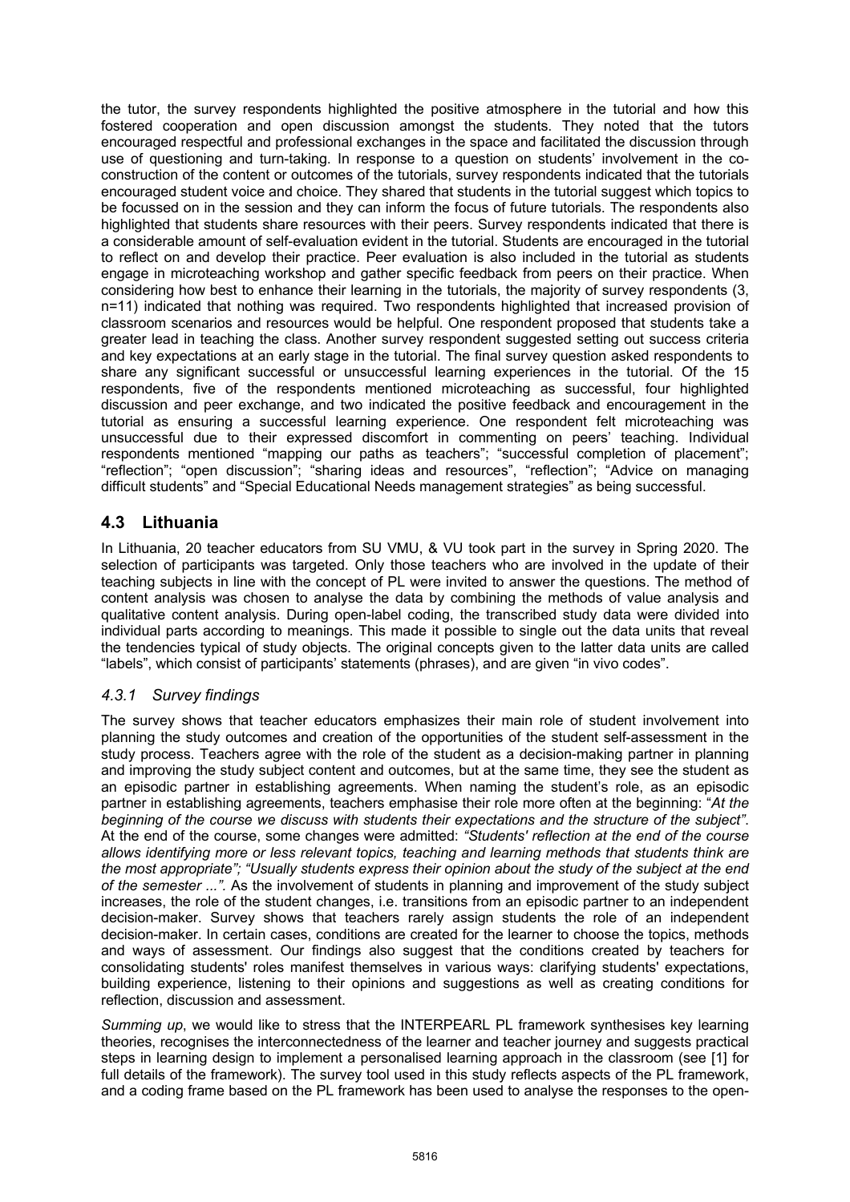the tutor, the survey respondents highlighted the positive atmosphere in the tutorial and how this fostered cooperation and open discussion amongst the students. They noted that the tutors encouraged respectful and professional exchanges in the space and facilitated the discussion through use of questioning and turn-taking. In response to a question on students' involvement in the co-construction of the content or outcomes of the tutorials, survey respondents indicated that the tutorials encouraged student voice and choice. They shared that students in the tutorial suggest which topics to be focussed on in the session and they can inform the focus of future tutorials. The respondents also highlighted that students share resources with their peers. Survey respondents indicated that there is a considerable amount of self-evaluation evident in the tutorial. Students are encouraged in the tutorial to reflect on and develop their practice. Peer evaluation is also included in the tutorial as students engage in microteaching workshop and gather specific feedback from peers on their practice. When considering how best to enhance their learning in the tutorials, the majority of survey respondents (3, n=11) indicated that nothing was required. Two respondents highlighted that increased provision of classroom scenarios and resources would be helpful. One respondent proposed that students take a greater lead in teaching the class. Another survey respondent suggested setting out success criteria and key expectations at an early stage in the tutorial. The final survey question asked respondents to share any significant successful or unsuccessful learning experiences in the tutorial. Of the 15 respondents, five of the respondents mentioned microteaching as successful, four highlighted discussion and peer exchange, and two indicated the positive feedback and encouragement in the tutorial as ensuring a successful learning experience. One respondent felt microteaching was unsuccessful due to their expressed discomfort in commenting on peers' teaching. Individual respondents mentioned "mapping our paths as teachers"; "successful completion of placement"; "reflection"; "open discussion"; "sharing ideas and resources", "reflection"; "Advice on managing difficult students" and "Special Educational Needs management strategies" as being successful.

## 4.3 Lithuania

In Lithuania, 20 teacher educators from SU VMU, & VU took part in the survey in Spring 2020. The selection of participants was targeted. Only those teachers who are involved in the update of their teaching subjects in line with the concept of PL were invited to answer the questions. The method of content analysis was chosen to analyse the data by combining the methods of value analysis and qualitative content analysis. During open-label coding, the transcribed study data were divided into individual parts according to meanings. This made it possible to single out the data units that reveal the tendencies typical of study objects. The original concepts given to the latter data units are called "labels", which consist of participants' statements (phrases), and are given "in vivo codes".

### *4.3.1 Survey findings*

The survey shows that teacher educators emphasizes their main role of student involvement into planning the study outcomes and creation of the opportunities of the student self-assessment in the study process. Teachers agree with the role of the student as a decision-making partner in planning and improving the study subject content and outcomes, but at the same time, they see the student as an episodic partner in establishing agreements. When naming the student's role, as an episodic partner in establishing agreements, teachers emphasise their role more often at the beginning: "*At the beginning of the course we discuss with students their expectations and the structure of the subject"*. At the end of the course, some changes were admitted: *"Students' reflection at the end of the course allows identifying more or less relevant topics, teaching and learning methods that students think are the most appropriate"; "Usually students express their opinion about the study of the subject at the end of the semester ...".* As the involvement of students in planning and improvement of the study subject increases, the role of the student changes, i.e. transitions from an episodic partner to an independent decision-maker. Survey shows that teachers rarely assign students the role of an independent decision-maker. In certain cases, conditions are created for the learner to choose the topics, methods and ways of assessment. Our findings also suggest that the conditions created by teachers for consolidating students' roles manifest themselves in various ways: clarifying students' expectations, building experience, listening to their opinions and suggestions as well as creating conditions for reflection, discussion and assessment.

*Summing up*, we would like to stress that the INTERPEARL PL framework synthesises key learning theories, recognises the interconnectedness of the learner and teacher journey and suggests practical steps in learning design to implement a personalised learning approach in the classroom (see [1] for full details of the framework). The survey tool used in this study reflects aspects of the PL framework, and a coding frame based on the PL framework has been used to analyse the responses to the open-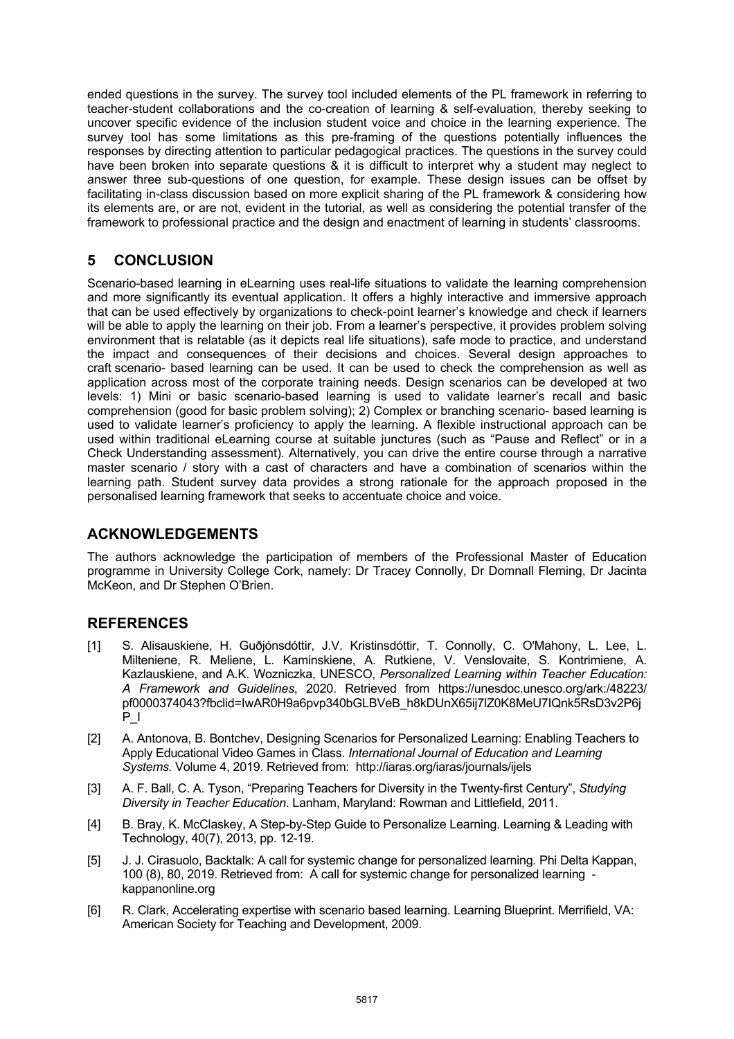ended questions in the survey. The survey tool included elements of the PL framework in referring to teacher-student collaborations and the co-creation of learning & self-evaluation, thereby seeking to uncover specific evidence of the inclusion student voice and choice in the learning experience. The survey tool has some limitations as this pre-framing of the questions potentially influences the responses by directing attention to particular pedagogical practices. The questions in the survey could have been broken into separate questions & it is difficult to interpret why a student may neglect to answer three sub-questions of one question, for example. These design issues can be offset by facilitating in-class discussion based on more explicit sharing of the PL framework & considering how its elements are, or are not, evident in the tutorial, as well as considering the potential transfer of the framework to professional practice and the design and enactment of learning in students' classrooms.

## 5 CONCLUSION

Scenario-based learning in eLearning uses real-life situations to validate the learning comprehension and more significantly its eventual application. It offers a highly interactive and immersive approach that can be used effectively by organizations to check-point learner's knowledge and check if learners will be able to apply the learning on their job. From a learner's perspective, it provides problem solving environment that is relatable (as it depicts real life situations), safe mode to practice, and understand the impact and consequences of their decisions and choices. Several design approaches to craft scenario- based learning can be used. It can be used to check the comprehension as well as application across most of the corporate training needs. Design scenarios can be developed at two levels: 1) Mini or basic scenario-based learning is used to validate learner's recall and basic comprehension (good for basic problem solving); 2) Complex or branching scenario- based learning is used to validate learner's proficiency to apply the learning. A flexible instructional approach can be used within traditional eLearning course at suitable junctures (such as "Pause and Reflect" or in a Check Understanding assessment). Alternatively, you can drive the entire course through a narrative master scenario / story with a cast of characters and have a combination of scenarios within the learning path. Student survey data provides a strong rationale for the approach proposed in the personalised learning framework that seeks to accentuate choice and voice.

## ACKNOWLEDGEMENTS

The authors acknowledge the participation of members of the Professional Master of Education programme in University College Cork, namely: Dr Tracey Connolly, Dr Domnall Fleming, Dr Jacinta McKeon, and Dr Stephen O'Brien.

## REFERENCES

[1] S. Alisauskiene, H. Guðjónsdóttir, J.V. Kristinsdóttir, T. Connolly, C. O'Mahony, L. Lee, L. Milteniene, R. Meliene, L. Kaminskiene, A. Rutkiene, V. Venslovaite, S. Kontrimiene, A. Kazlauskiene, and A.K. Wozniczka, UNESCO, *Personalized Learning within Teacher Education: A Framework and Guidelines*, 2020. Retrieved from https://unesdoc.unesco.org/ark:/48223/pf0000374043?fbclid=IwAR0H9a6pvp340bGLBVeB_h8kDUnX65ij7lZ0K8MeU7IQnk5RsD3v2P6jP_I

[2] A. Antonova, B. Bontchev, Designing Scenarios for Personalized Learning: Enabling Teachers to Apply Educational Video Games in Class. *International Journal of Education and Learning Systems.* Volume 4, 2019. Retrieved from: http://iaras.org/iaras/journals/ijels

[3] A. F. Ball, C. A. Tyson, "Preparing Teachers for Diversity in the Twenty-first Century", *Studying Diversity in Teacher Education*. Lanham, Maryland: Rowman and Littlefield, 2011.

[4] B. Bray, K. McClaskey, A Step-by-Step Guide to Personalize Learning. Learning & Leading with Technology, 40(7), 2013, pp. 12-19.

[5] J. J. Cirasuolo, Backtalk: A call for systemic change for personalized learning. Phi Delta Kappan, 100 (8), 80, 2019. Retrieved from: A call for systemic change for personalized learning - kappanonline.org

[6] R. Clark, Accelerating expertise with scenario based learning. Learning Blueprint. Merrifield, VA: American Society for Teaching and Development, 2009.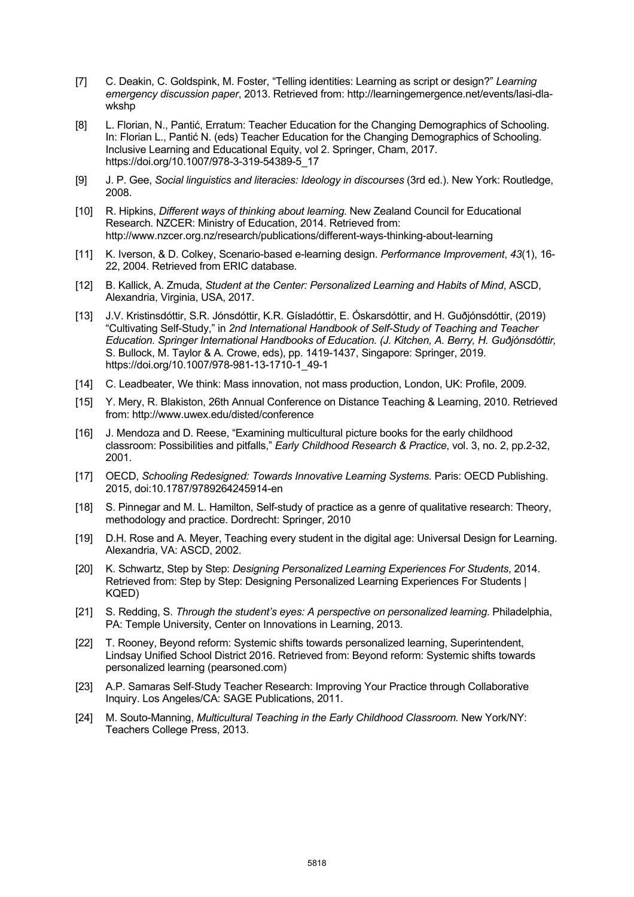[7] C. Deakin, C. Goldspink, M. Foster, "Telling identities: Learning as script or design?" *Learning emergency discussion paper*, 2013. Retrieved from: http://learningemergence.net/events/lasi-dla-wkshp

[8] L. Florian, N., Pantić, Erratum: Teacher Education for the Changing Demographics of Schooling. In: Florian L., Pantić N. (eds) Teacher Education for the Changing Demographics of Schooling. Inclusive Learning and Educational Equity, vol 2. Springer, Cham, 2017. https://doi.org/10.1007/978-3-319-54389-5_17

[9] J. P. Gee, *Social linguistics and literacies: Ideology in discourses* (3rd ed.). New York: Routledge, 2008.

[10] R. Hipkins, *Different ways of thinking about learning.* New Zealand Council for Educational Research. NZCER: Ministry of Education, 2014. Retrieved from: http://www.nzcer.org.nz/research/publications/different-ways-thinking-about-learning

[11] K. Iverson, & D. Colkey, Scenario-based e-learning design. *Performance Improvement*, *43*(1), 16-22, 2004. Retrieved from ERIC database.

[12] B. Kallick, A. Zmuda, *Student at the Center: Personalized Learning and Habits of Mind*, ASCD, Alexandria, Virginia, USA, 2017.

[13] J.V. Kristinsdóttir, S.R. Jónsdóttir, K.R. Gísladóttir, E. Óskarsdóttir, and H. Guðjónsdóttir, (2019) "Cultivating Self-Study," in *2nd International Handbook of Self-Study of Teaching and Teacher Education. Springer International Handbooks of Education. (J. Kitchen, A. Berry, H. Guðjónsdóttir,* S. Bullock, M. Taylor & A. Crowe, eds), pp. 1419-1437, Singapore: Springer, 2019. https://doi.org/10.1007/978-981-13-1710-1_49-1

[14] C. Leadbeater, We think: Mass innovation, not mass production, London, UK: Profile, 2009.

[15] Y. Mery, R. Blakiston, 26th Annual Conference on Distance Teaching & Learning, 2010. Retrieved from: http://www.uwex.edu/disted/conference

[16] J. Mendoza and D. Reese, "Examining multicultural picture books for the early childhood classroom: Possibilities and pitfalls," *Early Childhood Research & Practice*, vol. 3, no. 2, pp.2-32, 2001.

[17] OECD, *Schooling Redesigned: Towards Innovative Learning Systems.* Paris: OECD Publishing. 2015, doi:10.1787/9789264245914-en

[18] S. Pinnegar and M. L. Hamilton, Self-study of practice as a genre of qualitative research: Theory, methodology and practice. Dordrecht: Springer, 2010

[19] D.H. Rose and A. Meyer, Teaching every student in the digital age: Universal Design for Learning. Alexandria, VA: ASCD, 2002.

[20] K. Schwartz, Step by Step: *Designing Personalized Learning Experiences For Students*, 2014. Retrieved from: Step by Step: Designing Personalized Learning Experiences For Students | KQED)

[21] S. Redding, S. *Through the student's eyes: A perspective on personalized learning.* Philadelphia, PA: Temple University, Center on Innovations in Learning, 2013.

[22] T. Rooney, Beyond reform: Systemic shifts towards personalized learning, Superintendent, Lindsay Unified School District 2016. Retrieved from: Beyond reform: Systemic shifts towards personalized learning (pearsoned.com)

[23] A.P. Samaras Self-Study Teacher Research: Improving Your Practice through Collaborative Inquiry. Los Angeles/CA: SAGE Publications, 2011.

[24] M. Souto-Manning, *Multicultural Teaching in the Early Childhood Classroom.* New York/NY: Teachers College Press, 2013.